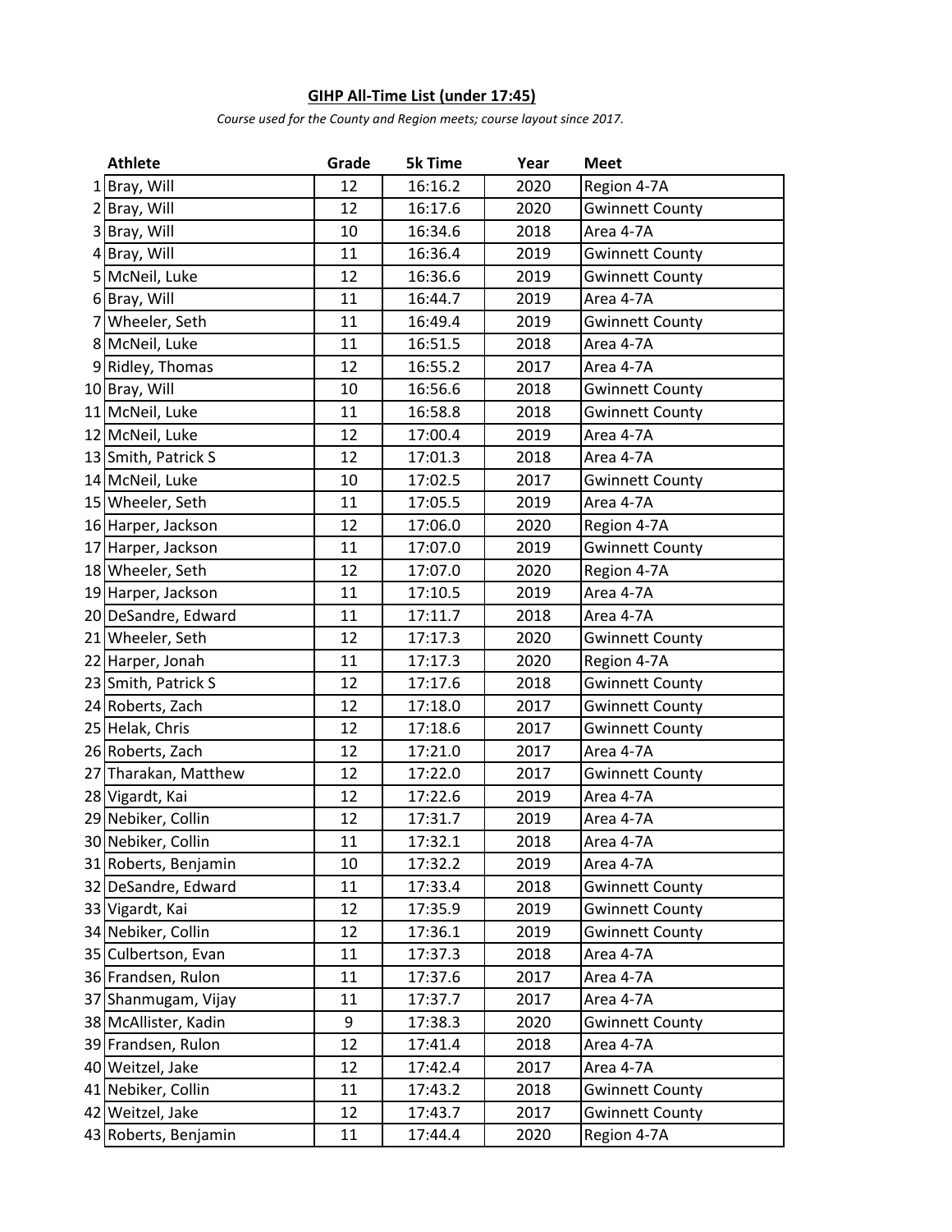**GIHP All-Time List (under 17:45)**

*Course used for the County and Region meets; course layout since 2017.*

| | Athlete | Grade | 5k Time | Year | Meet |
|---|---|---|---|---|---|
| 1 | Bray, Will | 12 | 16:16.2 | 2020 | Region 4-7A |
| 2 | Bray, Will | 12 | 16:17.6 | 2020 | Gwinnett County |
| 3 | Bray, Will | 10 | 16:34.6 | 2018 | Area 4-7A |
| 4 | Bray, Will | 11 | 16:36.4 | 2019 | Gwinnett County |
| 5 | McNeil, Luke | 12 | 16:36.6 | 2019 | Gwinnett County |
| 6 | Bray, Will | 11 | 16:44.7 | 2019 | Area 4-7A |
| 7 | Wheeler, Seth | 11 | 16:49.4 | 2019 | Gwinnett County |
| 8 | McNeil, Luke | 11 | 16:51.5 | 2018 | Area 4-7A |
| 9 | Ridley, Thomas | 12 | 16:55.2 | 2017 | Area 4-7A |
| 10 | Bray, Will | 10 | 16:56.6 | 2018 | Gwinnett County |
| 11 | McNeil, Luke | 11 | 16:58.8 | 2018 | Gwinnett County |
| 12 | McNeil, Luke | 12 | 17:00.4 | 2019 | Area 4-7A |
| 13 | Smith, Patrick S | 12 | 17:01.3 | 2018 | Area 4-7A |
| 14 | McNeil, Luke | 10 | 17:02.5 | 2017 | Gwinnett County |
| 15 | Wheeler, Seth | 11 | 17:05.5 | 2019 | Area 4-7A |
| 16 | Harper, Jackson | 12 | 17:06.0 | 2020 | Region 4-7A |
| 17 | Harper, Jackson | 11 | 17:07.0 | 2019 | Gwinnett County |
| 18 | Wheeler, Seth | 12 | 17:07.0 | 2020 | Region 4-7A |
| 19 | Harper, Jackson | 11 | 17:10.5 | 2019 | Area 4-7A |
| 20 | DeSandre, Edward | 11 | 17:11.7 | 2018 | Area 4-7A |
| 21 | Wheeler, Seth | 12 | 17:17.3 | 2020 | Gwinnett County |
| 22 | Harper, Jonah | 11 | 17:17.3 | 2020 | Region 4-7A |
| 23 | Smith, Patrick S | 12 | 17:17.6 | 2018 | Gwinnett County |
| 24 | Roberts, Zach | 12 | 17:18.0 | 2017 | Gwinnett County |
| 25 | Helak, Chris | 12 | 17:18.6 | 2017 | Gwinnett County |
| 26 | Roberts, Zach | 12 | 17:21.0 | 2017 | Area 4-7A |
| 27 | Tharakan, Matthew | 12 | 17:22.0 | 2017 | Gwinnett County |
| 28 | Vigardt, Kai | 12 | 17:22.6 | 2019 | Area 4-7A |
| 29 | Nebiker, Collin | 12 | 17:31.7 | 2019 | Area 4-7A |
| 30 | Nebiker, Collin | 11 | 17:32.1 | 2018 | Area 4-7A |
| 31 | Roberts, Benjamin | 10 | 17:32.2 | 2019 | Area 4-7A |
| 32 | DeSandre, Edward | 11 | 17:33.4 | 2018 | Gwinnett County |
| 33 | Vigardt, Kai | 12 | 17:35.9 | 2019 | Gwinnett County |
| 34 | Nebiker, Collin | 12 | 17:36.1 | 2019 | Gwinnett County |
| 35 | Culbertson, Evan | 11 | 17:37.3 | 2018 | Area 4-7A |
| 36 | Frandsen, Rulon | 11 | 17:37.6 | 2017 | Area 4-7A |
| 37 | Shanmugam, Vijay | 11 | 17:37.7 | 2017 | Area 4-7A |
| 38 | McAllister, Kadin | 9 | 17:38.3 | 2020 | Gwinnett County |
| 39 | Frandsen, Rulon | 12 | 17:41.4 | 2018 | Area 4-7A |
| 40 | Weitzel, Jake | 12 | 17:42.4 | 2017 | Area 4-7A |
| 41 | Nebiker, Collin | 11 | 17:43.2 | 2018 | Gwinnett County |
| 42 | Weitzel, Jake | 12 | 17:43.7 | 2017 | Gwinnett County |
| 43 | Roberts, Benjamin | 11 | 17:44.4 | 2020 | Region 4-7A |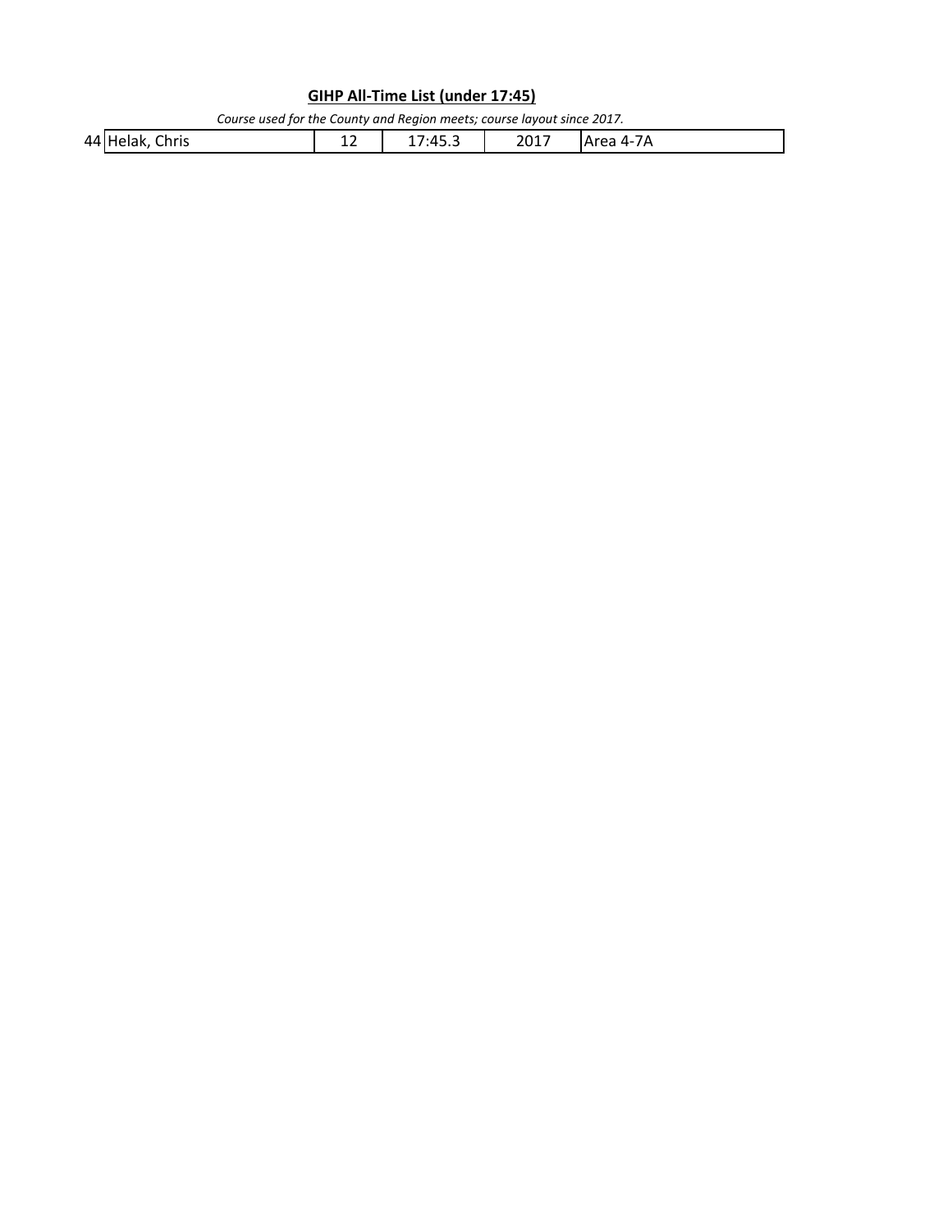**GIHP All-Time List (under 17:45)**

*Course used for the County and Region meets; course layout since 2017.*

| | | | | | |
|---|---|---|---|---|---|
| 44 | Helak, Chris | 12 | 17:45.3 | 2017 | Area 4-7A |